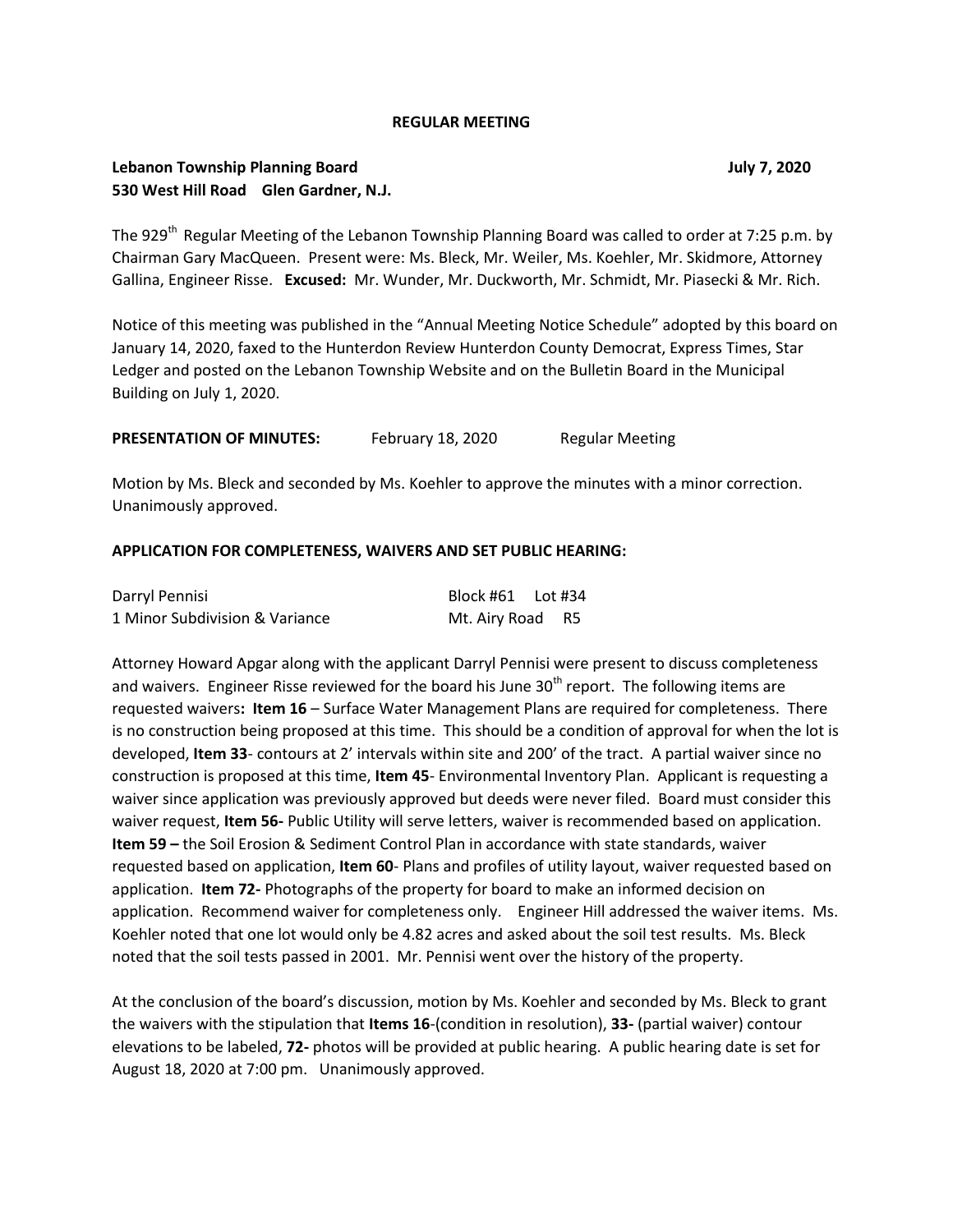**REGULAR MEETING**

**Lebanon Township Planning Board** **July 7, 2020**
**530 West Hill Road Glen Gardner, N.J.**

The 929th Regular Meeting of the Lebanon Township Planning Board was called to order at 7:25 p.m. by Chairman Gary MacQueen. Present were: Ms. Bleck, Mr. Weiler, Ms. Koehler, Mr. Skidmore, Attorney Gallina, Engineer Risse. **Excused:** Mr. Wunder, Mr. Duckworth, Mr. Schmidt, Mr. Piasecki & Mr. Rich.

Notice of this meeting was published in the "Annual Meeting Notice Schedule" adopted by this board on January 14, 2020, faxed to the Hunterdon Review Hunterdon County Democrat, Express Times, Star Ledger and posted on the Lebanon Township Website and on the Bulletin Board in the Municipal Building on July 1, 2020.

**PRESENTATION OF MINUTES:** February 18, 2020 Regular Meeting

Motion by Ms. Bleck and seconded by Ms. Koehler to approve the minutes with a minor correction. Unanimously approved.

**APPLICATION FOR COMPLETENESS, WAIVERS AND SET PUBLIC HEARING:**

Darryl Pennisi Block #61 Lot #34
1 Minor Subdivision & Variance Mt. Airy Road R5

Attorney Howard Apgar along with the applicant Darryl Pennisi were present to discuss completeness and waivers. Engineer Risse reviewed for the board his June 30th report. The following items are requested waivers**: Item 16** – Surface Water Management Plans are required for completeness. There is no construction being proposed at this time. This should be a condition of approval for when the lot is developed, **Item 33**- contours at 2' intervals within site and 200' of the tract. A partial waiver since no construction is proposed at this time, **Item 45**- Environmental Inventory Plan. Applicant is requesting a waiver since application was previously approved but deeds were never filed. Board must consider this waiver request, **Item 56-** Public Utility will serve letters, waiver is recommended based on application. **Item 59 –** the Soil Erosion & Sediment Control Plan in accordance with state standards, waiver requested based on application, **Item 60**- Plans and profiles of utility layout, waiver requested based on application. **Item 72-** Photographs of the property for board to make an informed decision on application. Recommend waiver for completeness only. Engineer Hill addressed the waiver items. Ms. Koehler noted that one lot would only be 4.82 acres and asked about the soil test results. Ms. Bleck noted that the soil tests passed in 2001. Mr. Pennisi went over the history of the property.

At the conclusion of the board's discussion, motion by Ms. Koehler and seconded by Ms. Bleck to grant the waivers with the stipulation that **Items 16**-(condition in resolution), **33-** (partial waiver) contour elevations to be labeled, **72-** photos will be provided at public hearing. A public hearing date is set for August 18, 2020 at 7:00 pm. Unanimously approved.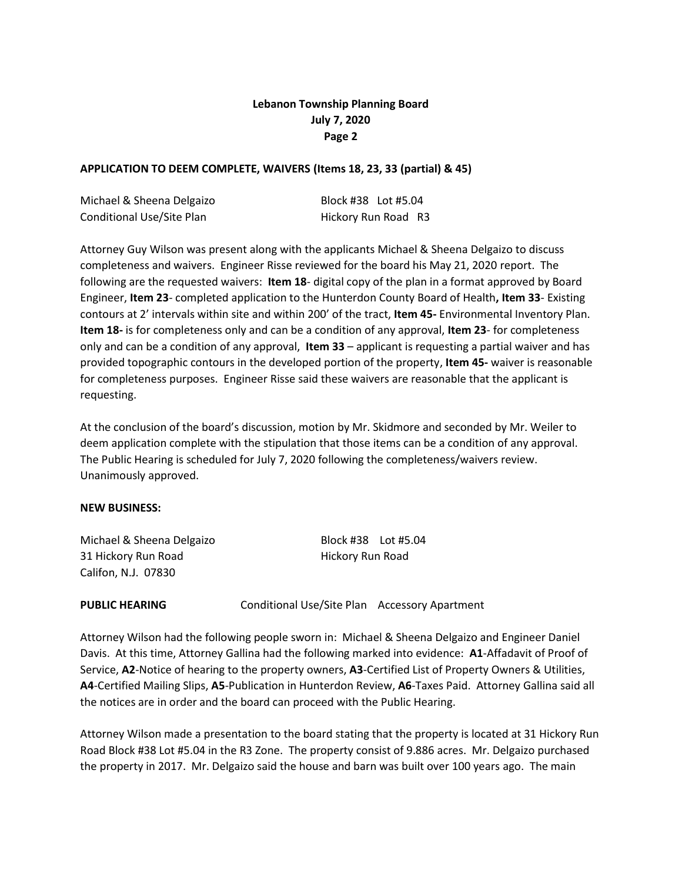## APPLICATION TO DEEM COMPLETE, WAIVERS (Items 18, 23, 33 (partial) & 45)

Michael & Sheena Delgaizo Block #38 Lot #5.04
Conditional Use/Site Plan Hickory Run Road R3

Attorney Guy Wilson was present along with the applicants Michael & Sheena Delgaizo to discuss completeness and waivers. Engineer Risse reviewed for the board his May 21, 2020 report. The following are the requested waivers: **Item 18**- digital copy of the plan in a format approved by Board Engineer, **Item 23**- completed application to the Hunterdon County Board of Health**, Item 33**- Existing contours at 2' intervals within site and within 200' of the tract, **Item 45-** Environmental Inventory Plan. **Item 18-** is for completeness only and can be a condition of any approval, **Item 23**- for completeness only and can be a condition of any approval, **Item 33** – applicant is requesting a partial waiver and has provided topographic contours in the developed portion of the property, **Item 45-** waiver is reasonable for completeness purposes. Engineer Risse said these waivers are reasonable that the applicant is requesting.

At the conclusion of the board's discussion, motion by Mr. Skidmore and seconded by Mr. Weiler to deem application complete with the stipulation that those items can be a condition of any approval. The Public Hearing is scheduled for July 7, 2020 following the completeness/waivers review. Unanimously approved.

## NEW BUSINESS:

Michael & Sheena Delgaizo Block #38 Lot #5.04
31 Hickory Run Road Hickory Run Road
Califon, N.J. 07830

**PUBLIC HEARING** Conditional Use/Site Plan Accessory Apartment

Attorney Wilson had the following people sworn in: Michael & Sheena Delgaizo and Engineer Daniel Davis. At this time, Attorney Gallina had the following marked into evidence: **A1**-Affadavit of Proof of Service, **A2**-Notice of hearing to the property owners, **A3**-Certified List of Property Owners & Utilities, **A4**-Certified Mailing Slips, **A5**-Publication in Hunterdon Review, **A6**-Taxes Paid. Attorney Gallina said all the notices are in order and the board can proceed with the Public Hearing.

Attorney Wilson made a presentation to the board stating that the property is located at 31 Hickory Run Road Block #38 Lot #5.04 in the R3 Zone. The property consist of 9.886 acres. Mr. Delgaizo purchased the property in 2017. Mr. Delgaizo said the house and barn was built over 100 years ago. The main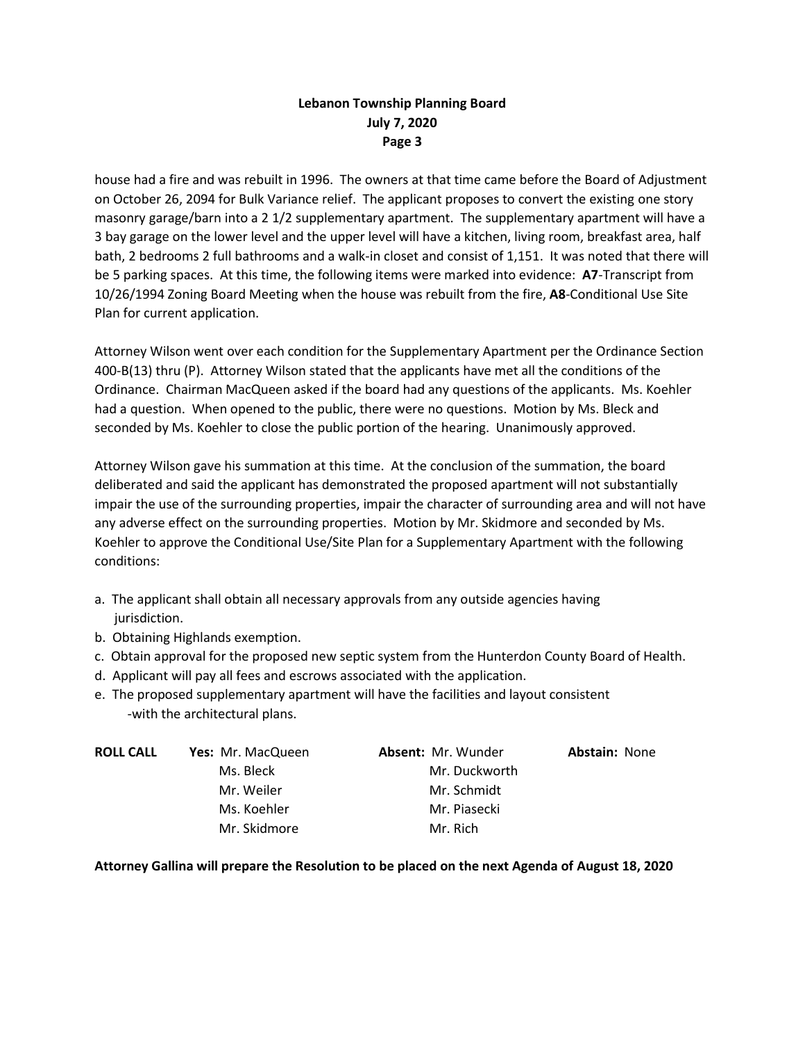house had a fire and was rebuilt in 1996. The owners at that time came before the Board of Adjustment on October 26, 2094 for Bulk Variance relief. The applicant proposes to convert the existing one story masonry garage/barn into a 2 1/2 supplementary apartment. The supplementary apartment will have a 3 bay garage on the lower level and the upper level will have a kitchen, living room, breakfast area, half bath, 2 bedrooms 2 full bathrooms and a walk-in closet and consist of 1,151. It was noted that there will be 5 parking spaces. At this time, the following items were marked into evidence: **A7**-Transcript from 10/26/1994 Zoning Board Meeting when the house was rebuilt from the fire, **A8**-Conditional Use Site Plan for current application.

Attorney Wilson went over each condition for the Supplementary Apartment per the Ordinance Section 400-B(13) thru (P). Attorney Wilson stated that the applicants have met all the conditions of the Ordinance. Chairman MacQueen asked if the board had any questions of the applicants. Ms. Koehler had a question. When opened to the public, there were no questions. Motion by Ms. Bleck and seconded by Ms. Koehler to close the public portion of the hearing. Unanimously approved.

Attorney Wilson gave his summation at this time. At the conclusion of the summation, the board deliberated and said the applicant has demonstrated the proposed apartment will not substantially impair the use of the surrounding properties, impair the character of surrounding area and will not have any adverse effect on the surrounding properties. Motion by Mr. Skidmore and seconded by Ms. Koehler to approve the Conditional Use/Site Plan for a Supplementary Apartment with the following conditions:

a. The applicant shall obtain all necessary approvals from any outside agencies having jurisdiction.
b. Obtaining Highlands exemption.
c. Obtain approval for the proposed new septic system from the Hunterdon County Board of Health.
d. Applicant will pay all fees and escrows associated with the application.
e. The proposed supplementary apartment will have the facilities and layout consistent -with the architectural plans.

| **ROLL CALL** | **Yes:** | **Absent:** | **Abstain:** |
|---|---|---|---|
| | Mr. MacQueen | Mr. Wunder | None |
| | Ms. Bleck | Mr. Duckworth | |
| | Mr. Weiler | Mr. Schmidt | |
| | Ms. Koehler | Mr. Piasecki | |
| | Mr. Skidmore | Mr. Rich | |

**Attorney Gallina will prepare the Resolution to be placed on the next Agenda of August 18, 2020**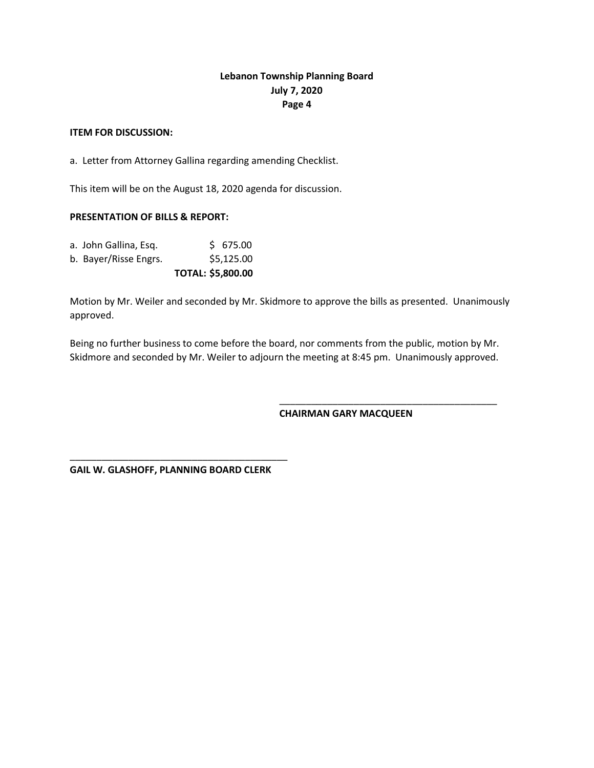**Lebanon Township Planning Board**
**July 7, 2020**

**ITEM FOR DISCUSSION:**

a. Letter from Attorney Gallina regarding amending Checklist.

This item will be on the August 18, 2020 agenda for discussion.

**PRESENTATION OF BILLS & REPORT:**

| | |
|---|---|
| a. John Gallina, Esq. | $ 675.00 |
| b. Bayer/Risse Engrs. | $5,125.00 |
| | **TOTAL: $5,800.00** |

Motion by Mr. Weiler and seconded by Mr. Skidmore to approve the bills as presented. Unanimously approved.

Being no further business to come before the board, nor comments from the public, motion by Mr. Skidmore and seconded by Mr. Weiler to adjourn the meeting at 8:45 pm. Unanimously approved.

\_\_\_\_\_\_\_\_\_\_\_\_\_\_\_\_\_\_\_\_\_\_\_\_\_\_\_\_\_\_\_\_\_\_\_\_\_\_\_\_\_\_
**CHAIRMAN GARY MACQUEEN**

\_\_\_\_\_\_\_\_\_\_\_\_\_\_\_\_\_\_\_\_\_\_\_\_\_\_\_\_\_\_\_\_\_\_\_\_\_\_\_\_\_\_
**GAIL W. GLASHOFF, PLANNING BOARD CLERK**